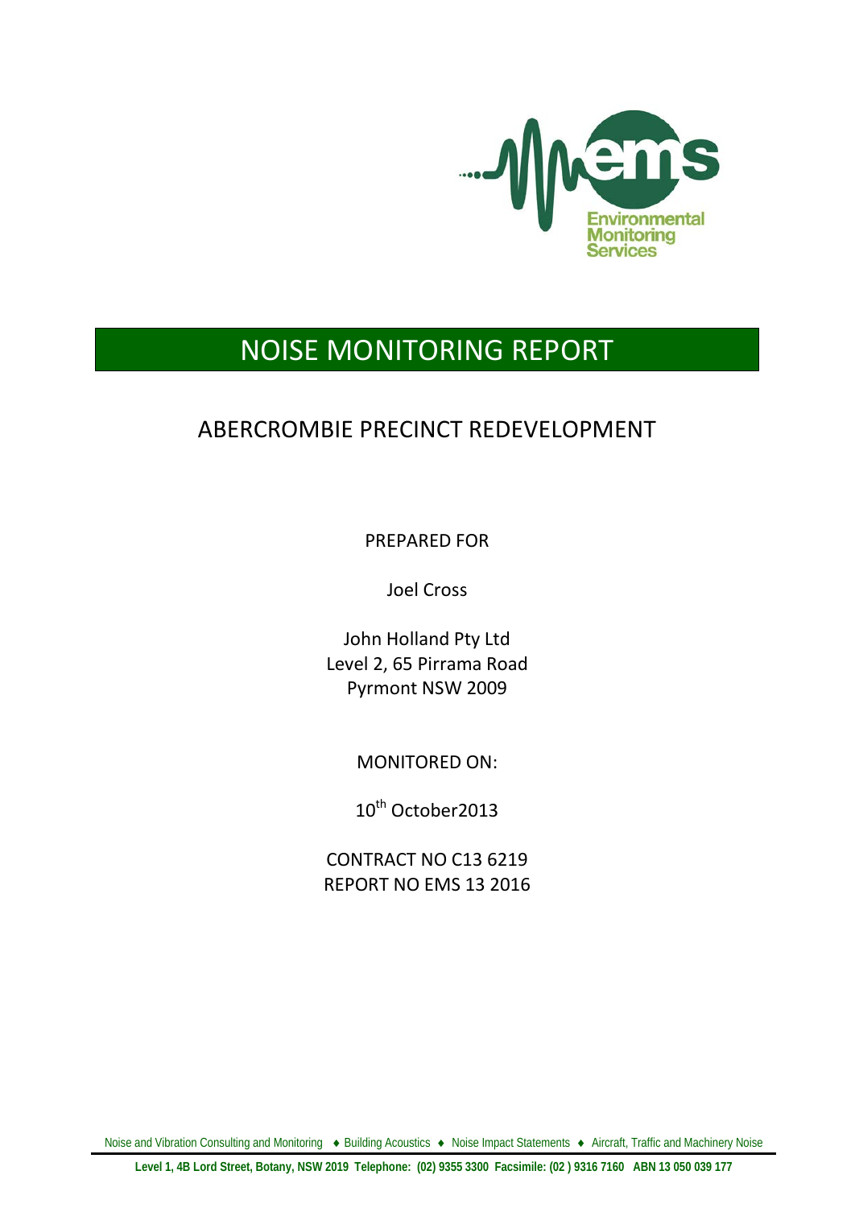Environmental Monitoring Services

# NOISE MONITORING REPORT

## ABERCROMBIE PRECINCT REDEVELOPMENT

PREPARED FOR

Joel Cross

John Holland Pty Ltd
Level 2, 65 Pirrama Road
Pyrmont NSW 2009

MONITORED ON:

10th October2013

CONTRACT NO C13 6219
REPORT NO EMS 13 2016

Noise and Vibration Consulting and Monitoring ♦ Building Acoustics ♦ Noise Impact Statements ♦ Aircraft, Traffic and Machinery Noise

**Level 1, 4B Lord Street, Botany, NSW 2019 Telephone: (02) 9355 3300 Facsimile: (02 ) 9316 7160 ABN 13 050 039 177**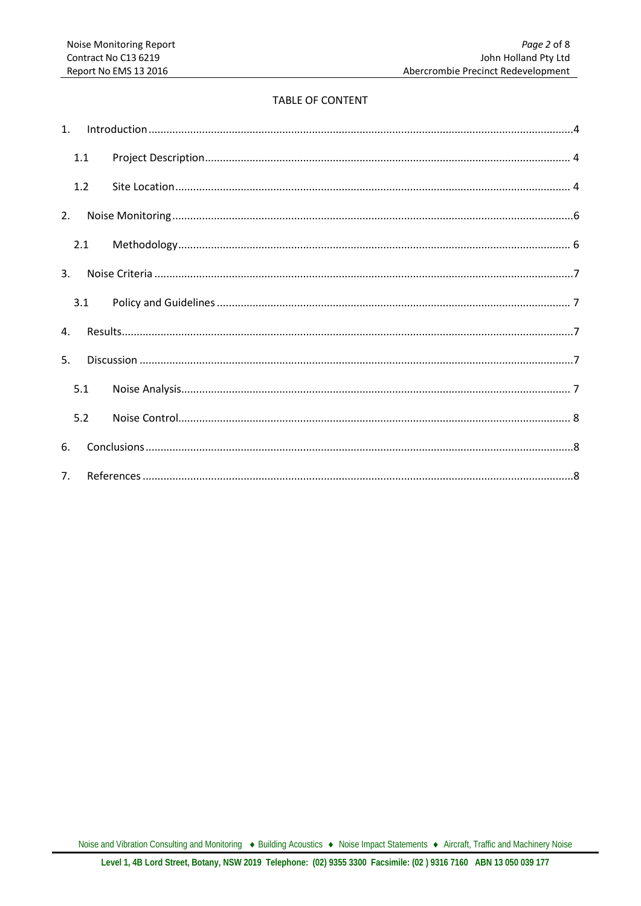TABLE OF CONTENT

1. Introduction ....4
   - 1.1 Project Description .... 4
   - 1.2 Site Location .... 4
2. Noise Monitoring ....6
   - 2.1 Methodology .... 6
3. Noise Criteria ....7
   - 3.1 Policy and Guidelines .... 7
4. Results....7
5. Discussion ....7
   - 5.1 Noise Analysis.... 7
   - 5.2 Noise Control.... 8
6. Conclusions....8
7. References ....8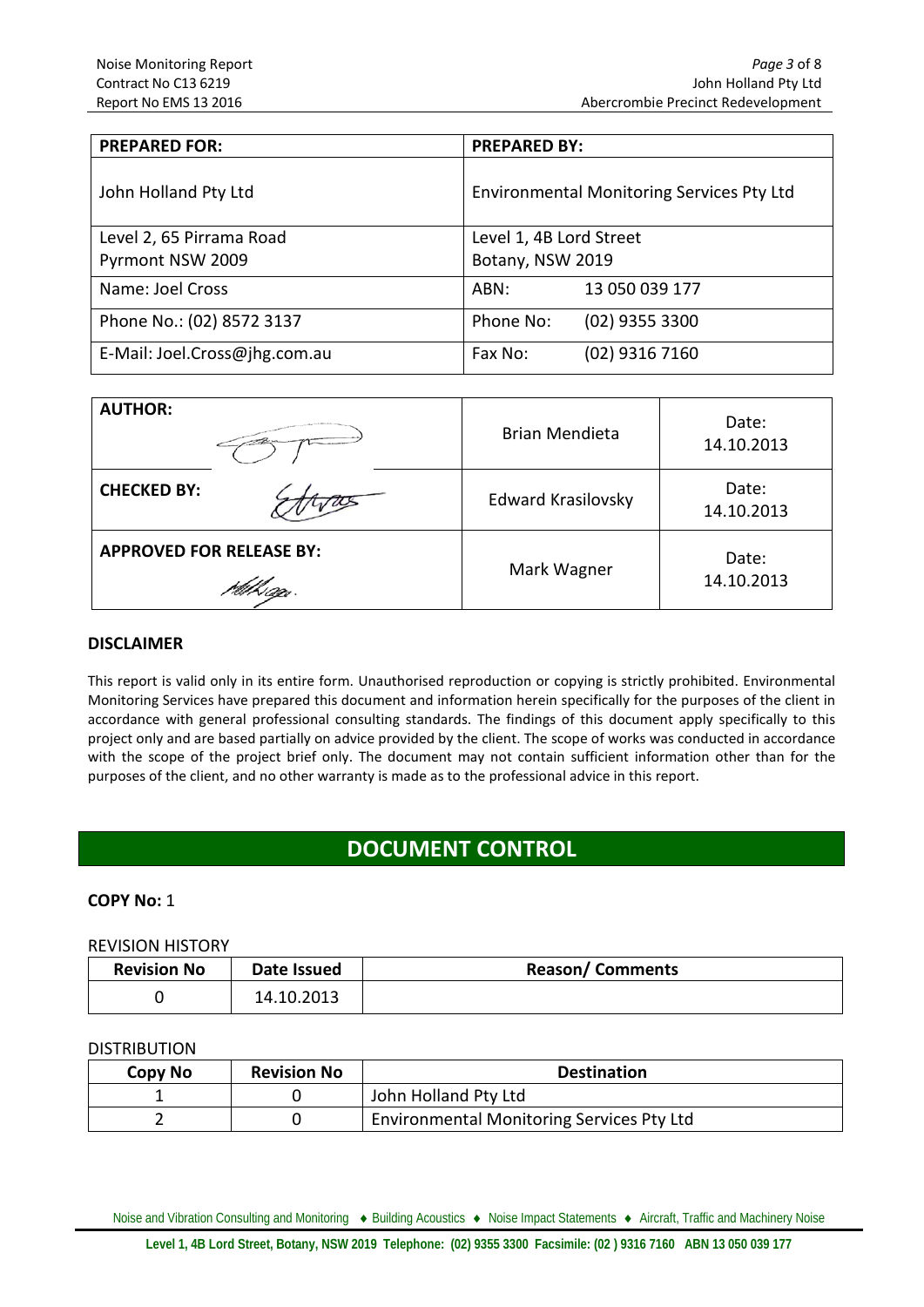| PREPARED FOR: | PREPARED BY: |
| --- | --- |
| John Holland Pty Ltd | Environmental Monitoring Services Pty Ltd |
| Level 2, 65 Pirrama Road<br>Pyrmont NSW 2009 | Level 1, 4B Lord Street<br>Botany, NSW 2019 |
| Name: Joel Cross | ABN: 13 050 039 177 |
| Phone No.: (02) 8572 3137 | Phone No: (02) 9355 3300 |
| E-Mail: Joel.Cross@jhg.com.au | Fax No: (02) 9316 7160 |

| | | |
| --- | --- | --- |
| **AUTHOR:** | Brian Mendieta | Date: 14.10.2013 |
| **CHECKED BY:** | Edward Krasilovsky | Date: 14.10.2013 |
| **APPROVED FOR RELEASE BY:** | Mark Wagner | Date: 14.10.2013 |

### DISCLAIMER

This report is valid only in its entire form. Unauthorised reproduction or copying is strictly prohibited. Environmental Monitoring Services have prepared this document and information herein specifically for the purposes of the client in accordance with general professional consulting standards. The findings of this document apply specifically to this project only and are based partially on advice provided by the client. The scope of works was conducted in accordance with the scope of the project brief only. The document may not contain sufficient information other than for the purposes of the client, and no other warranty is made as to the professional advice in this report.

## DOCUMENT CONTROL

**COPY No:** 1

REVISION HISTORY

| Revision No | Date Issued | Reason/ Comments |
| --- | --- | --- |
| 0 | 14.10.2013 | |

DISTRIBUTION

| Copy No | Revision No | Destination |
| --- | --- | --- |
| 1 | 0 | John Holland Pty Ltd |
| 2 | 0 | Environmental Monitoring Services Pty Ltd |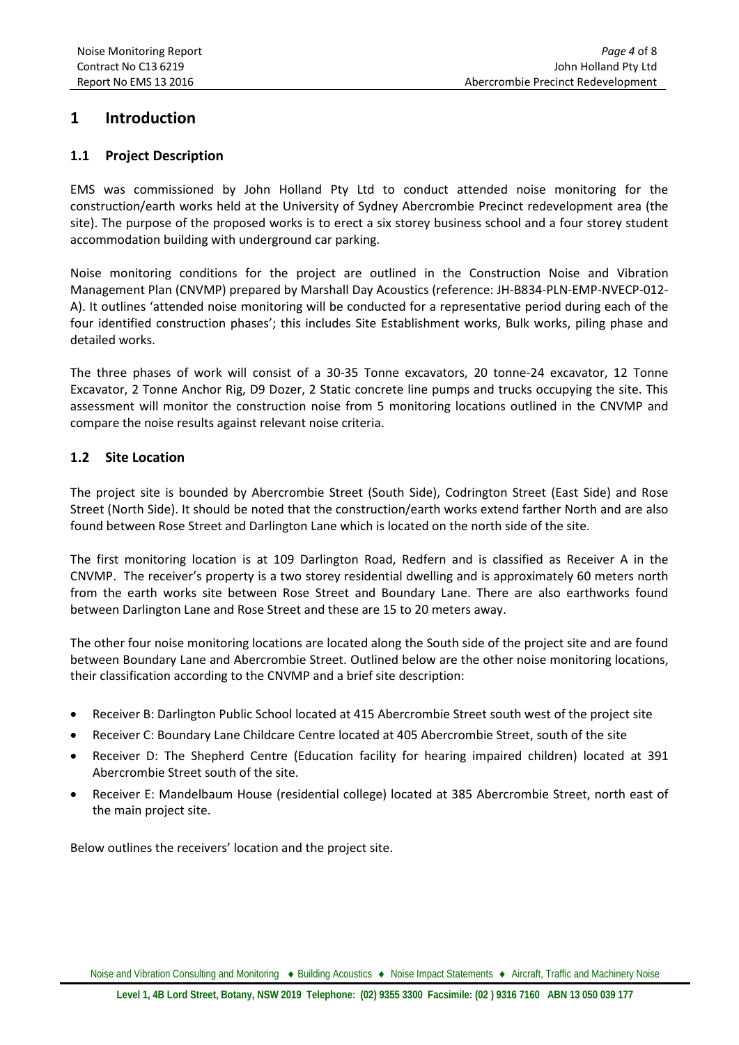# 1 Introduction

## 1.1 Project Description

EMS was commissioned by John Holland Pty Ltd to conduct attended noise monitoring for the construction/earth works held at the University of Sydney Abercrombie Precinct redevelopment area (the site). The purpose of the proposed works is to erect a six storey business school and a four storey student accommodation building with underground car parking.

Noise monitoring conditions for the project are outlined in the Construction Noise and Vibration Management Plan (CNVMP) prepared by Marshall Day Acoustics (reference: JH-B834-PLN-EMP-NVECP-012-A). It outlines 'attended noise monitoring will be conducted for a representative period during each of the four identified construction phases'; this includes Site Establishment works, Bulk works, piling phase and detailed works.

The three phases of work will consist of a 30-35 Tonne excavators, 20 tonne-24 excavator, 12 Tonne Excavator, 2 Tonne Anchor Rig, D9 Dozer, 2 Static concrete line pumps and trucks occupying the site. This assessment will monitor the construction noise from 5 monitoring locations outlined in the CNVMP and compare the noise results against relevant noise criteria.

## 1.2 Site Location

The project site is bounded by Abercrombie Street (South Side), Codrington Street (East Side) and Rose Street (North Side). It should be noted that the construction/earth works extend farther North and are also found between Rose Street and Darlington Lane which is located on the north side of the site.

The first monitoring location is at 109 Darlington Road, Redfern and is classified as Receiver A in the CNVMP. The receiver's property is a two storey residential dwelling and is approximately 60 meters north from the earth works site between Rose Street and Boundary Lane. There are also earthworks found between Darlington Lane and Rose Street and these are 15 to 20 meters away.

The other four noise monitoring locations are located along the South side of the project site and are found between Boundary Lane and Abercrombie Street. Outlined below are the other noise monitoring locations, their classification according to the CNVMP and a brief site description:

- Receiver B: Darlington Public School located at 415 Abercrombie Street south west of the project site
- Receiver C: Boundary Lane Childcare Centre located at 405 Abercrombie Street, south of the site
- Receiver D: The Shepherd Centre (Education facility for hearing impaired children) located at 391 Abercrombie Street south of the site.
- Receiver E: Mandelbaum House (residential college) located at 385 Abercrombie Street, north east of the main project site.

Below outlines the receivers' location and the project site.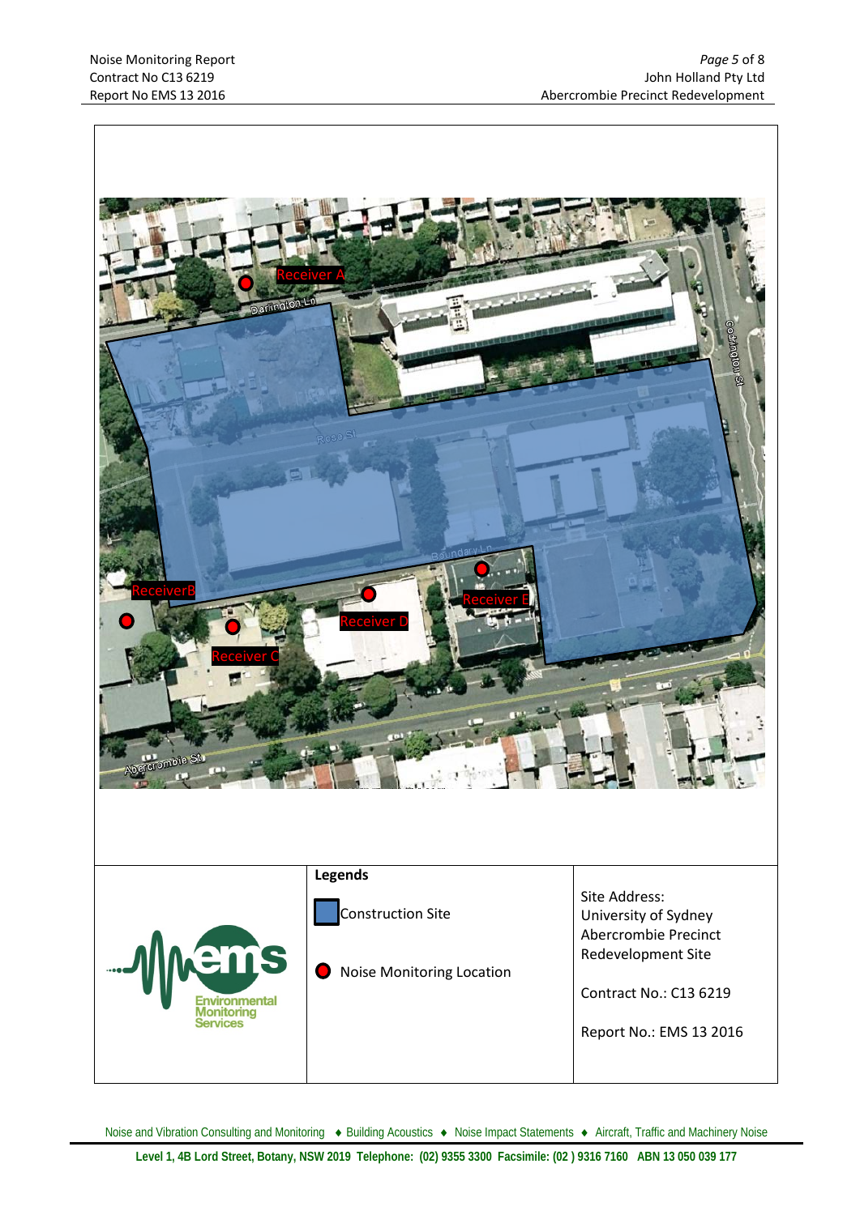Receiver A

Darlington Ln

Ross St

Codrington St

Boundary Ln

ReceiverB

Receiver C

Receiver D

Receiver E

Abercrombie St

| | Legends | |
|---|---|---|
| ems Environmental Monitoring Services | Construction Site<br><br>Noise Monitoring Location | Site Address:<br>University of Sydney<br>Abercrombie Precinct<br>Redevelopment Site<br><br>Contract No.: C13 6219<br><br>Report No.: EMS 13 2016 |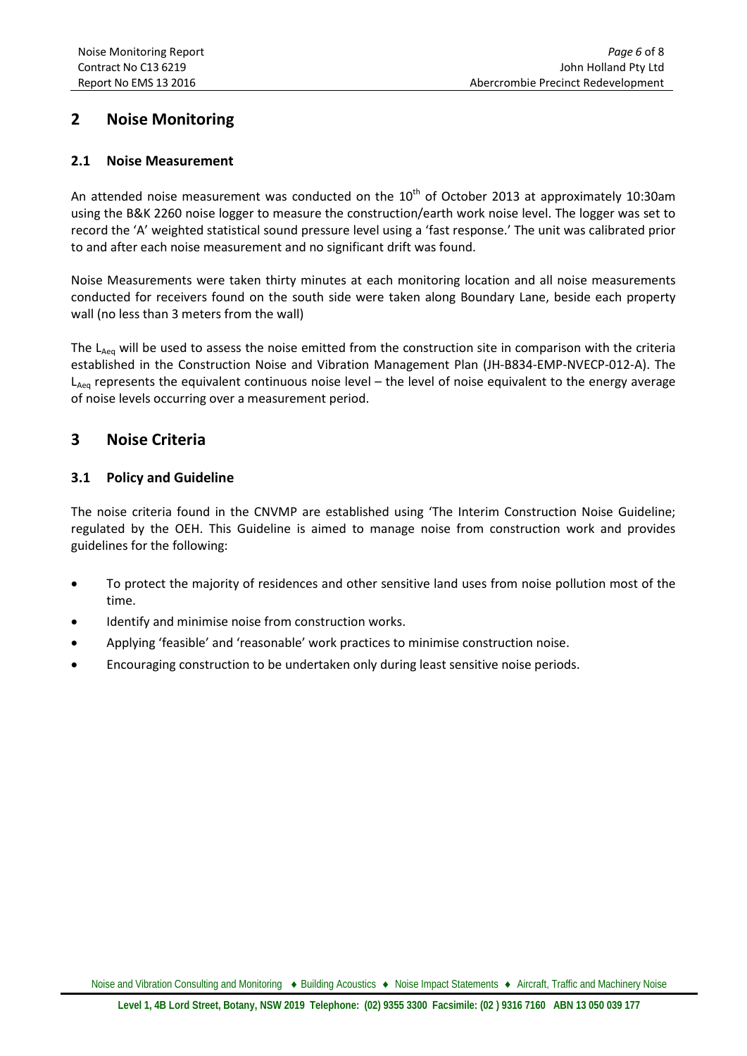## 2 Noise Monitoring

### 2.1 Noise Measurement

An attended noise measurement was conducted on the 10th of October 2013 at approximately 10:30am using the B&K 2260 noise logger to measure the construction/earth work noise level. The logger was set to record the 'A' weighted statistical sound pressure level using a 'fast response.' The unit was calibrated prior to and after each noise measurement and no significant drift was found.

Noise Measurements were taken thirty minutes at each monitoring location and all noise measurements conducted for receivers found on the south side were taken along Boundary Lane, beside each property wall (no less than 3 meters from the wall)

The $L_{Aeq}$ will be used to assess the noise emitted from the construction site in comparison with the criteria established in the Construction Noise and Vibration Management Plan (JH-B834-EMP-NVECP-012-A). The $L_{Aeq}$ represents the equivalent continuous noise level – the level of noise equivalent to the energy average of noise levels occurring over a measurement period.

## 3 Noise Criteria

### 3.1 Policy and Guideline

The noise criteria found in the CNVMP are established using 'The Interim Construction Noise Guideline; regulated by the OEH. This Guideline is aimed to manage noise from construction work and provides guidelines for the following:

- To protect the majority of residences and other sensitive land uses from noise pollution most of the time.
- Identify and minimise noise from construction works.
- Applying 'feasible' and 'reasonable' work practices to minimise construction noise.
- Encouraging construction to be undertaken only during least sensitive noise periods.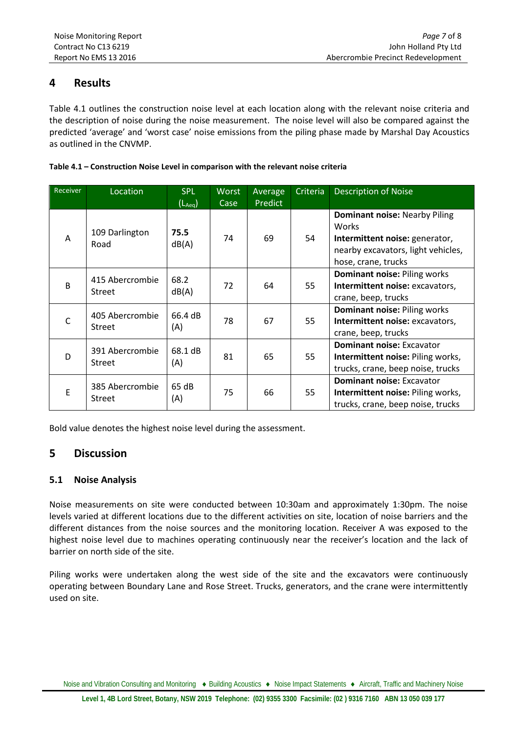## 4 Results

Table 4.1 outlines the construction noise level at each location along with the relevant noise criteria and the description of noise during the noise measurement. The noise level will also be compared against the predicted 'average' and 'worst case' noise emissions from the piling phase made by Marshal Day Acoustics as outlined in the CNVMP.

**Table 4.1 – Construction Noise Level in comparison with the relevant noise criteria**

| Receiver | Location | SPL ($L_{Aeq}$) | Worst Case | Average Predict | Criteria | Description of Noise |
|---|---|---|---|---|---|---|
| A | 109 Darlington Road | **75.5 dB(A)** | 74 | 69 | 54 | **Dominant noise:** Nearby Piling Works **Intermittent noise:** generator, nearby excavators, light vehicles, hose, crane, trucks |
| B | 415 Abercrombie Street | 68.2 dB(A) | 72 | 64 | 55 | **Dominant noise:** Piling works **Intermittent noise:** excavators, crane, beep, trucks |
| C | 405 Abercrombie Street | 66.4 dB (A) | 78 | 67 | 55 | **Dominant noise:** Piling works **Intermittent noise:** excavators, crane, beep, trucks |
| D | 391 Abercrombie Street | 68.1 dB (A) | 81 | 65 | 55 | **Dominant noise:** Excavator **Intermittent noise:** Piling works, trucks, crane, beep noise, trucks |
| E | 385 Abercrombie Street | 65 dB (A) | 75 | 66 | 55 | **Dominant noise:** Excavator **Intermittent noise:** Piling works, trucks, crane, beep noise, trucks |

Bold value denotes the highest noise level during the assessment.

## 5 Discussion

### 5.1 Noise Analysis

Noise measurements on site were conducted between 10:30am and approximately 1:30pm. The noise levels varied at different locations due to the different activities on site, location of noise barriers and the different distances from the noise sources and the monitoring location. Receiver A was exposed to the highest noise level due to machines operating continuously near the receiver's location and the lack of barrier on north side of the site.

Piling works were undertaken along the west side of the site and the excavators were continuously operating between Boundary Lane and Rose Street. Trucks, generators, and the crane were intermittently used on site.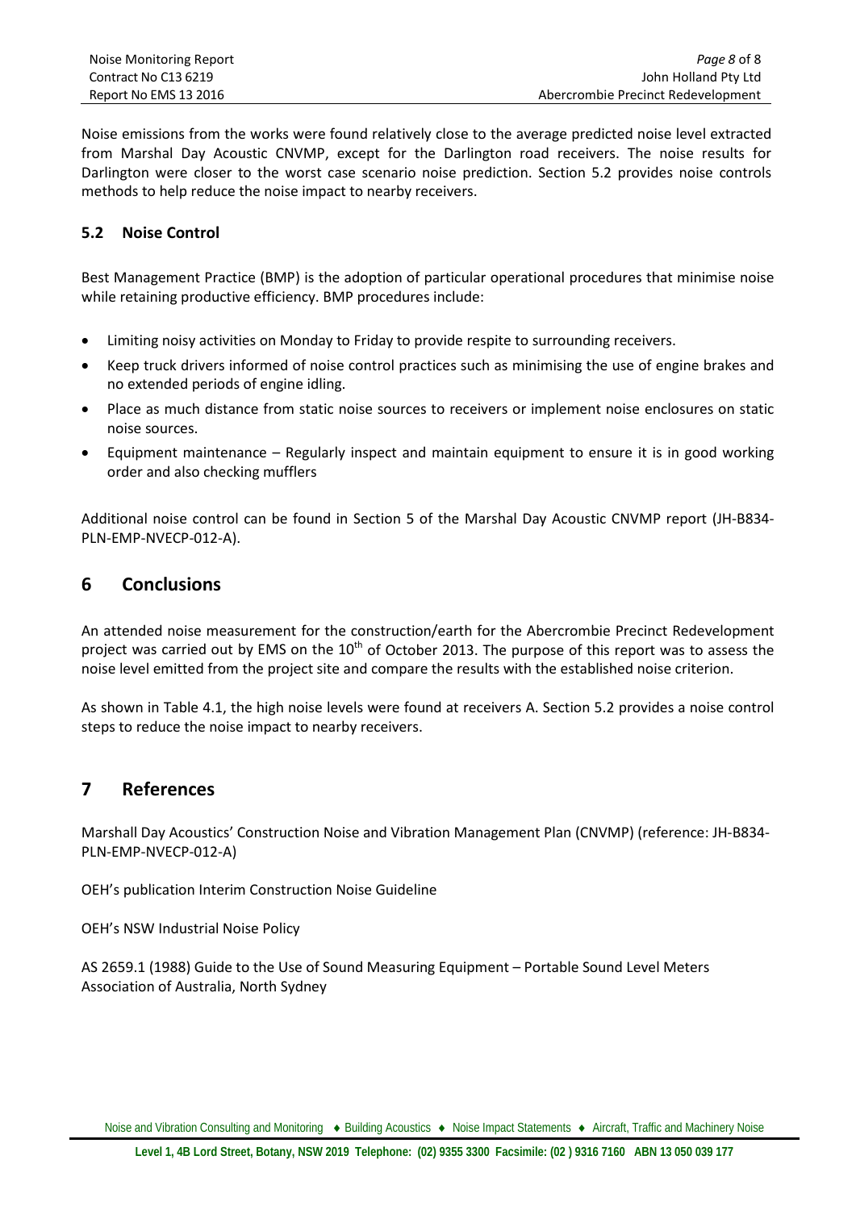Noise emissions from the works were found relatively close to the average predicted noise level extracted from Marshal Day Acoustic CNVMP, except for the Darlington road receivers. The noise results for Darlington were closer to the worst case scenario noise prediction. Section 5.2 provides noise controls methods to help reduce the noise impact to nearby receivers.

### 5.2 Noise Control

Best Management Practice (BMP) is the adoption of particular operational procedures that minimise noise while retaining productive efficiency. BMP procedures include:

- Limiting noisy activities on Monday to Friday to provide respite to surrounding receivers.
- Keep truck drivers informed of noise control practices such as minimising the use of engine brakes and no extended periods of engine idling.
- Place as much distance from static noise sources to receivers or implement noise enclosures on static noise sources.
- Equipment maintenance – Regularly inspect and maintain equipment to ensure it is in good working order and also checking mufflers

Additional noise control can be found in Section 5 of the Marshal Day Acoustic CNVMP report (JH-B834-PLN-EMP-NVECP-012-A).

## 6 Conclusions

An attended noise measurement for the construction/earth for the Abercrombie Precinct Redevelopment project was carried out by EMS on the 10th of October 2013. The purpose of this report was to assess the noise level emitted from the project site and compare the results with the established noise criterion.

As shown in Table 4.1, the high noise levels were found at receivers A. Section 5.2 provides a noise control steps to reduce the noise impact to nearby receivers.

## 7 References

Marshall Day Acoustics' Construction Noise and Vibration Management Plan (CNVMP) (reference: JH-B834-PLN-EMP-NVECP-012-A)

OEH's publication Interim Construction Noise Guideline

OEH's NSW Industrial Noise Policy

AS 2659.1 (1988) Guide to the Use of Sound Measuring Equipment – Portable Sound Level Meters Association of Australia, North Sydney